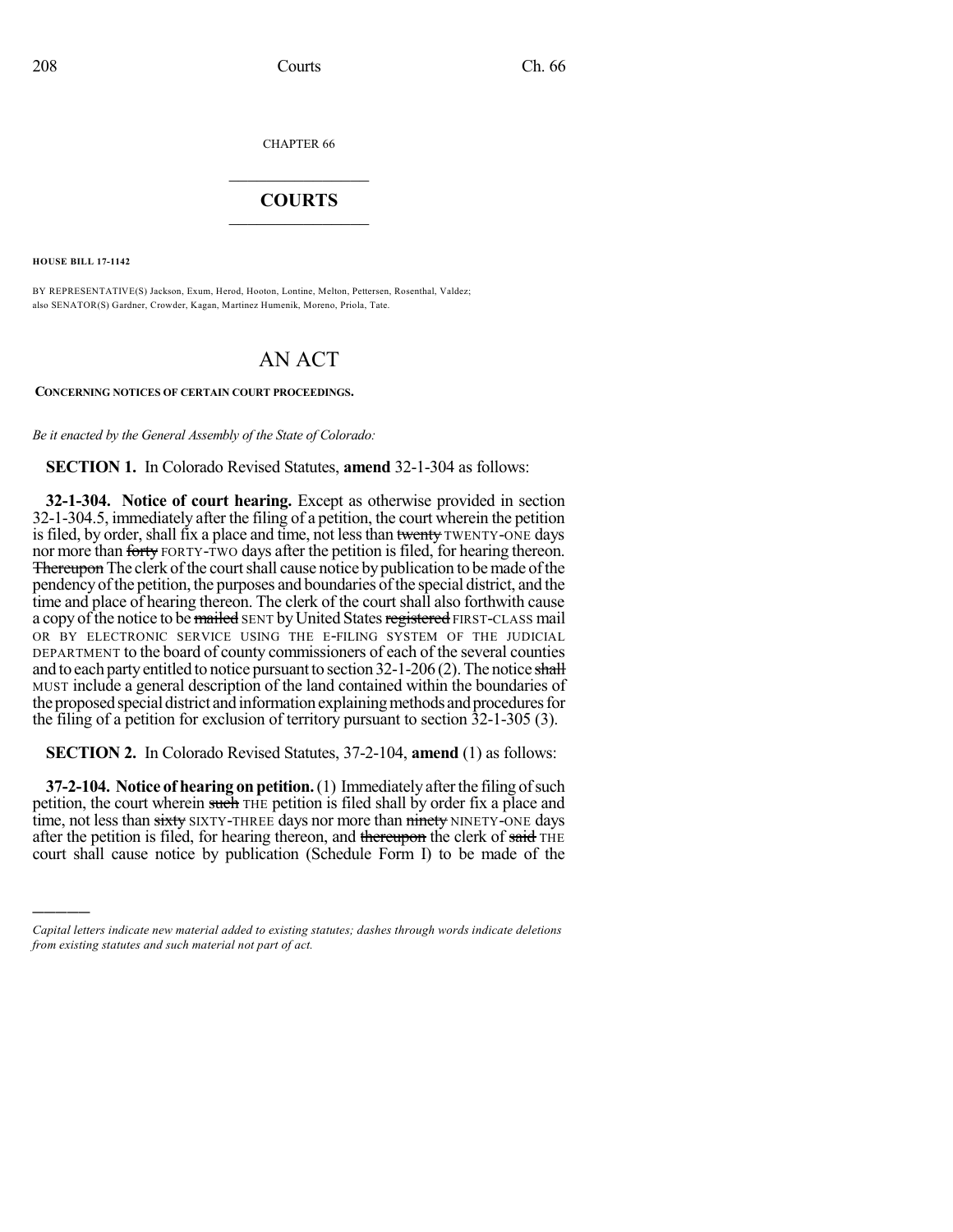CHAPTER 66

## COURTS

**HOUSE BILL 17-1142**

BY REPRESENTATIVE(S) Jackson, Exum, Herod, Hooton, Lontine, Melton, Pettersen, Rosenthal, Valdez; also SENATOR(S) Gardner, Crowder, Kagan, Martinez Humenik, Moreno, Priola, Tate.

# AN ACT

**CONCERNING NOTICES OF CERTAIN COURT PROCEEDINGS.**

*Be it enacted by the General Assembly of the State of Colorado:*

**SECTION 1.** In Colorado Revised Statutes, **amend** 32-1-304 as follows:

**32-1-304. Notice of court hearing.** Except as otherwise provided in section 32-1-304.5, immediately after the filing of a petition, the court wherein the petition is filed, by order, shall fix a place and time, not less than ~~twenty~~ TWENTY-ONE days nor more than ~~forty~~ FORTY-TWO days after the petition is filed, for hearing thereon. ~~Thereupon~~ The clerk of the court shall cause notice by publication to be made of the pendency of the petition, the purposes and boundaries of the special district, and the time and place of hearing thereon. The clerk of the court shall also forthwith cause a copy of the notice to be ~~mailed~~ SENT by United States ~~registered~~ FIRST-CLASS mail OR BY ELECTRONIC SERVICE USING THE E-FILING SYSTEM OF THE JUDICIAL DEPARTMENT to the board of county commissioners of each of the several counties and to each party entitled to notice pursuant to section 32-1-206 (2). The notice ~~shall~~ MUST include a general description of the land contained within the boundaries of the proposed special district and information explaining methods and procedures for the filing of a petition for exclusion of territory pursuant to section 32-1-305 (3).

**SECTION 2.** In Colorado Revised Statutes, 37-2-104, **amend** (1) as follows:

**37-2-104. Notice of hearing on petition.** (1) Immediately after the filing of such petition, the court wherein ~~such~~ THE petition is filed shall by order fix a place and time, not less than ~~sixty~~ SIXTY-THREE days nor more than ~~ninety~~ NINETY-ONE days after the petition is filed, for hearing thereon, and ~~thereupon~~ the clerk of ~~said~~ THE court shall cause notice by publication (Schedule Form I) to be made of the

---

*Capital letters indicate new material added to existing statutes; dashes through words indicate deletions from existing statutes and such material not part of act.*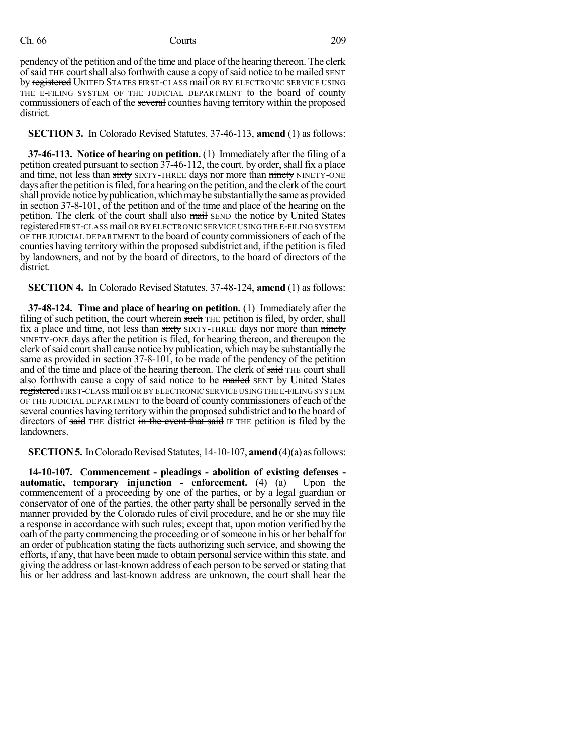pendency of the petition and of the time and place of the hearing thereon. The clerk of ~~said~~ THE court shall also forthwith cause a copy of said notice to be ~~mailed~~ SENT by ~~registered~~ UNITED STATES FIRST-CLASS mail OR BY ELECTRONIC SERVICE USING THE E-FILING SYSTEM OF THE JUDICIAL DEPARTMENT to the board of county commissioners of each of the ~~several~~ counties having territory within the proposed district.

**SECTION 3.** In Colorado Revised Statutes, 37-46-113, **amend** (1) as follows:

**37-46-113. Notice of hearing on petition.** (1) Immediately after the filing of a petition created pursuant to section 37-46-112, the court, by order, shall fix a place and time, not less than ~~sixty~~ SIXTY-THREE days nor more than ~~ninety~~ NINETY-ONE days after the petition is filed, for a hearing on the petition, and the clerk of the court shall provide notice by publication, which may be substantially the same as provided in section 37-8-101, of the petition and of the time and place of the hearing on the petition. The clerk of the court shall also ~~mail~~ SEND the notice by United States ~~registered~~ FIRST-CLASS mail OR BY ELECTRONIC SERVICE USING THE E-FILING SYSTEM OF THE JUDICIAL DEPARTMENT to the board of county commissioners of each of the counties having territory within the proposed subdistrict and, if the petition is filed by landowners, and not by the board of directors, to the board of directors of the district.

**SECTION 4.** In Colorado Revised Statutes, 37-48-124, **amend** (1) as follows:

**37-48-124. Time and place of hearing on petition.** (1) Immediately after the filing of such petition, the court wherein ~~such~~ THE petition is filed, by order, shall fix a place and time, not less than ~~sixty~~ SIXTY-THREE days nor more than ~~ninety~~ NINETY-ONE days after the petition is filed, for hearing thereon, and ~~thereupon~~ the clerk of said court shall cause notice by publication, which may be substantially the same as provided in section 37-8-101, to be made of the pendency of the petition and of the time and place of the hearing thereon. The clerk of ~~said~~ THE court shall also forthwith cause a copy of said notice to be ~~mailed~~ SENT by United States ~~registered~~ FIRST-CLASS mail OR BY ELECTRONIC SERVICE USING THE E-FILING SYSTEM OF THE JUDICIAL DEPARTMENT to the board of county commissioners of each of the ~~several~~ counties having territory within the proposed subdistrict and to the board of directors of ~~said~~ THE district ~~in the event that said~~ IF THE petition is filed by the landowners.

**SECTION 5.** In Colorado Revised Statutes, 14-10-107, **amend** (4)(a) as follows:

**14-10-107. Commencement - pleadings - abolition of existing defenses - automatic, temporary injunction - enforcement.** (4) (a) Upon the commencement of a proceeding by one of the parties, or by a legal guardian or conservator of one of the parties, the other party shall be personally served in the manner provided by the Colorado rules of civil procedure, and he or she may file a response in accordance with such rules; except that, upon motion verified by the oath of the party commencing the proceeding or of someone in his or her behalf for an order of publication stating the facts authorizing such service, and showing the efforts, if any, that have been made to obtain personal service within this state, and giving the address or last-known address of each person to be served or stating that his or her address and last-known address are unknown, the court shall hear the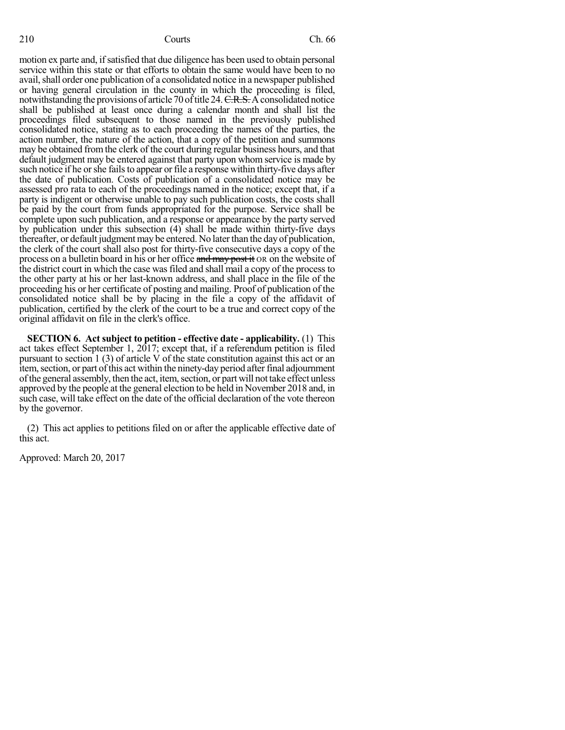motion ex parte and, if satisfied that due diligence has been used to obtain personal service within this state or that efforts to obtain the same would have been to no avail, shall order one publication of a consolidated notice in a newspaper published or having general circulation in the county in which the proceeding is filed, notwithstanding the provisions of article 70 of title 24. ~~C.R.S.~~ A consolidated notice shall be published at least once during a calendar month and shall list the proceedings filed subsequent to those named in the previously published consolidated notice, stating as to each proceeding the names of the parties, the action number, the nature of the action, that a copy of the petition and summons may be obtained from the clerk of the court during regular business hours, and that default judgment may be entered against that party upon whom service is made by such notice if he or she fails to appear or file a response within thirty-five days after the date of publication. Costs of publication of a consolidated notice may be assessed pro rata to each of the proceedings named in the notice; except that, if a party is indigent or otherwise unable to pay such publication costs, the costs shall be paid by the court from funds appropriated for the purpose. Service shall be complete upon such publication, and a response or appearance by the party served by publication under this subsection (4) shall be made within thirty-five days thereafter, or default judgment may be entered. No later than the day of publication, the clerk of the court shall also post for thirty-five consecutive days a copy of the process on a bulletin board in his or her office ~~and may post it~~ OR on the website of the district court in which the case was filed and shall mail a copy of the process to the other party at his or her last-known address, and shall place in the file of the proceeding his or her certificate of posting and mailing. Proof of publication of the consolidated notice shall be by placing in the file a copy of the affidavit of publication, certified by the clerk of the court to be a true and correct copy of the original affidavit on file in the clerk's office.

**SECTION 6. Act subject to petition - effective date - applicability.** (1) This act takes effect September 1, 2017; except that, if a referendum petition is filed pursuant to section 1 (3) of article V of the state constitution against this act or an item, section, or part of this act within the ninety-day period after final adjournment of the general assembly, then the act, item, section, or part will not take effect unless approved by the people at the general election to be held in November 2018 and, in such case, will take effect on the date of the official declaration of the vote thereon by the governor.

(2) This act applies to petitions filed on or after the applicable effective date of this act.

Approved: March 20, 2017